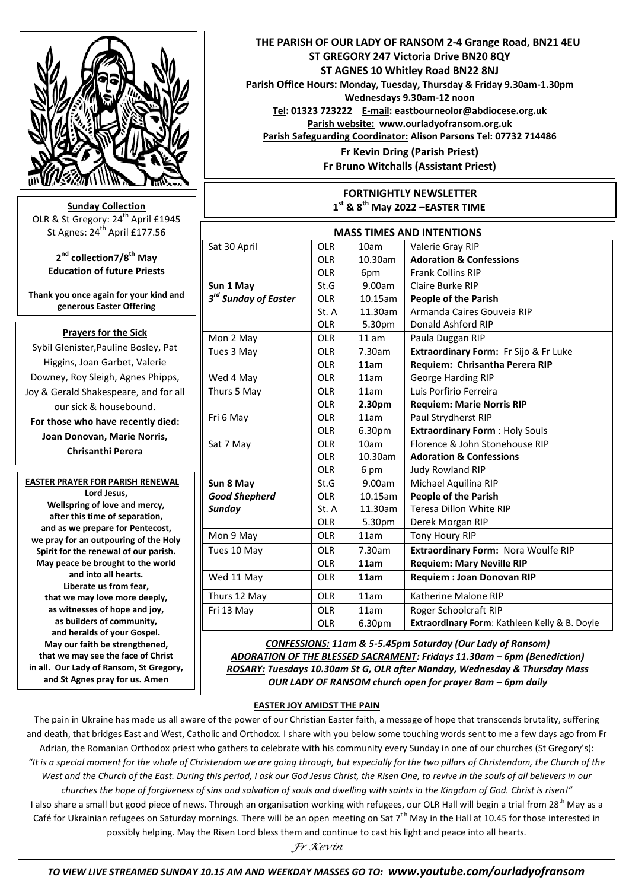**THE PARISH OF OUR LADY OF RANSOM 2-4 Grange Road, BN21 4EU**
**ST GREGORY 247 Victoria Drive BN20 8QY**
**ST AGNES 10 Whitley Road BN22 8NJ**

**Parish Office Hours: Monday, Tuesday, Thursday & Friday 9.30am-1.30pm**
**Wednesdays 9.30am-12 noon**
**Tel: 01323 723222 E-mail: eastbourneolor@abdiocese.org.uk**
**Parish website: www.ourladyofransom.org.uk**
**Parish Safeguarding Coordinator: Alison Parsons Tel: 07732 714486**
**Fr Kevin Dring (Parish Priest)**
**Fr Bruno Witchalls (Assistant Priest)**

**Sunday Collection**
OLR & St Gregory: 24th April £1945
St Agnes: 24th April £177.56

**2nd collection7/8th May**
**Education of future Priests**

**Thank you once again for your kind and generous Easter Offering**

**Prayers for the Sick**

Sybil Glenister,Pauline Bosley, Pat Higgins, Joan Garbet, Valerie Downey, Roy Sleigh, Agnes Phipps, Joy & Gerald Shakespeare, and for all our sick & housebound.

**For those who have recently died: Joan Donovan, Marie Norris, Chrisanthi Perera**

**EASTER PRAYER FOR PARISH RENEWAL**

**Lord Jesus,**
**Wellspring of love and mercy,**
**after this time of separation,**
**and as we prepare for Pentecost,**
**we pray for an outpouring of the Holy Spirit for the renewal of our parish.**
**May peace be brought to the world and into all hearts.**
**Liberate us from fear,**
**that we may love more deeply,**
**as witnesses of hope and joy,**
**as builders of community,**
**and heralds of your Gospel.**
**May our faith be strengthened,**
**that we may see the face of Christ in all. Our Lady of Ransom, St Gregory, and St Agnes pray for us. Amen**

## FORTNIGHTLY NEWSLETTER
## 1st & 8th May 2022 –EASTER TIME

### MASS TIMES AND INTENTIONS

| | | | |
|---|---|---|---|
| Sat 30 April | OLR | 10am | Valerie Gray RIP |
| | OLR | 10.30am | **Adoration & Confessions** |
| | OLR | 6pm | Frank Collins RIP |
| **Sun 1 May** | St.G | 9.00am | Claire Burke RIP |
| ***3rd Sunday of Easter*** | OLR | 10.15am | **People of the Parish** |
| | St. A | 11.30am | Armanda Caires Gouveia RIP |
| | OLR | 5.30pm | Donald Ashford RIP |
| Mon 2 May | OLR | 11 am | Paula Duggan RIP |
| Tues 3 May | OLR | 7.30am | **Extraordinary Form:** Fr Sijo & Fr Luke |
| | OLR | **11am** | **Requiem: Chrisantha Perera RIP** |
| Wed 4 May | OLR | 11am | George Harding RIP |
| Thurs 5 May | OLR | 11am | Luis Porfirio Ferreira |
| | OLR | **2.30pm** | **Requiem: Marie Norris RIP** |
| Fri 6 May | OLR | 11am | Paul Strydherst RIP |
| | OLR | 6.30pm | **Extraordinary Form** : Holy Souls |
| Sat 7 May | OLR | 10am | Florence & John Stonehouse RIP |
| | OLR | 10.30am | **Adoration & Confessions** |
| | OLR | 6 pm | Judy Rowland RIP |
| **Sun 8 May** | St.G | 9.00am | Michael Aquilina RIP |
| ***Good Shepherd*** | OLR | 10.15am | **People of the Parish** |
| ***Sunday*** | St. A | 11.30am | Teresa Dillon White RIP |
| | OLR | 5.30pm | Derek Morgan RIP |
| Mon 9 May | OLR | 11am | Tony Houry RIP |
| Tues 10 May | OLR | 7.30am | **Extraordinary Form:** Nora Woulfe RIP |
| | OLR | **11am** | **Requiem: Mary Neville RIP** |
| Wed 11 May | OLR | **11am** | **Requiem : Joan Donovan RIP** |
| Thurs 12 May | OLR | 11am | Katherine Malone RIP |
| Fri 13 May | OLR | 11am | Roger Schoolcraft RIP |
| | OLR | 6.30pm | **Extraordinary Form**: Kathleen Kelly & B. Doyle |

***CONFESSIONS:** 11am & 5-5.45pm Saturday (Our Lady of Ransom)*
***ADORATION OF THE BLESSED SACRAMENT:** Fridays 11.30am – 6pm (Benediction)*
***ROSARY:** Tuesdays 10.30am St G, OLR after Monday, Wednesday & Thursday Mass*
***OUR LADY OF RANSOM church open for prayer 8am – 6pm daily***

### EASTER JOY AMIDST THE PAIN

The pain in Ukraine has made us all aware of the power of our Christian Easter faith, a message of hope that transcends brutality, suffering and death, that bridges East and West, Catholic and Orthodox. I share with you below some touching words sent to me a few days ago from Fr Adrian, the Romanian Orthodox priest who gathers to celebrate with his community every Sunday in one of our churches (St Gregory's): *"It is a special moment for the whole of Christendom we are going through, but especially for the two pillars of Christendom, the Church of the West and the Church of the East. During this period, I ask our God Jesus Christ, the Risen One, to revive in the souls of all believers in our churches the hope of forgiveness of sins and salvation of souls and dwelling with saints in the Kingdom of God. Christ is risen!"*
I also share a small but good piece of news. Through an organisation working with refugees, our OLR Hall will begin a trial from 28th May as a Café for Ukrainian refugees on Saturday mornings. There will be an open meeting on Sat 7th May in the Hall at 10.45 for those interested in possibly helping. May the Risen Lord bless them and continue to cast his light and peace into all hearts.

*Fr Kevin*

***TO VIEW LIVE STREAMED SUNDAY 10.15 AM AND WEEKDAY MASSES GO TO: www.youtube.com/ourladyofransom***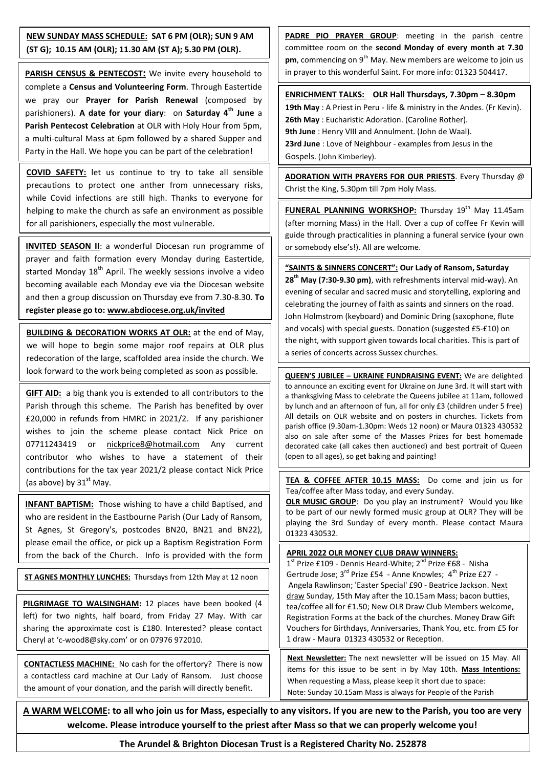**NEW SUNDAY MASS SCHEDULE: SAT 6 PM (OLR); SUN 9 AM (ST G); 10.15 AM (OLR); 11.30 AM (ST A); 5.30 PM (OLR).**

**PARISH CENSUS & PENTECOST:** We invite every household to complete a **Census and Volunteering Form**. Through Eastertide we pray our **Prayer for Parish Renewal** (composed by parishioners). **A date for your diary**: on **Saturday 4th June** a **Parish Pentecost Celebration** at OLR with Holy Hour from 5pm, a multi-cultural Mass at 6pm followed by a shared Supper and Party in the Hall. We hope you can be part of the celebration!

**COVID SAFETY:** let us continue to try to take all sensible precautions to protect one anther from unnecessary risks, while Covid infections are still high. Thanks to everyone for helping to make the church as safe an environment as possible for all parishioners, especially the most vulnerable.

**INVITED SEASON II**: a wonderful Diocesan run programme of prayer and faith formation every Monday during Eastertide, started Monday 18th April. The weekly sessions involve a video becoming available each Monday eve via the Diocesan website and then a group discussion on Thursday eve from 7.30-8.30. **To register please go to: www.abdiocese.org.uk/invited**

**BUILDING & DECORATION WORKS AT OLR:** at the end of May, we will hope to begin some major roof repairs at OLR plus redecoration of the large, scaffolded area inside the church. We look forward to the work being completed as soon as possible.

**GIFT AID:** a big thank you is extended to all contributors to the Parish through this scheme. The Parish has benefited by over £20,000 in refunds from HMRC in 2021/2. If any parishioner wishes to join the scheme please contact Nick Price on 07711243419 or nickprice8@hotmail.com Any current contributor who wishes to have a statement of their contributions for the tax year 2021/2 please contact Nick Price (as above) by 31st May.

**INFANT BAPTISM:** Those wishing to have a child Baptised, and who are resident in the Eastbourne Parish (Our Lady of Ransom, St Agnes, St Gregory's, postcodes BN20, BN21 and BN22), please email the office, or pick up a Baptism Registration Form from the back of the Church. Info is provided with the form

**ST AGNES MONTHLY LUNCHES:** Thursdays from 12th May at 12 noon

**PILGRIMAGE TO WALSINGHAM:** 12 places have been booked (4 left) for two nights, half board, from Friday 27 May. With car sharing the approximate cost is £180. Interested? please contact Cheryl at 'c-wood8@sky.com' or on 07976 972010.

**CONTACTLESS MACHINE:** No cash for the offertory? There is now a contactless card machine at Our Lady of Ransom. Just choose the amount of your donation, and the parish will directly benefit.

**PADRE PIO PRAYER GROUP**: meeting in the parish centre committee room on the **second Monday of every month at 7.30 pm**, commencing on 9th May. New members are welcome to join us in prayer to this wonderful Saint. For more info: 01323 504417.

**ENRICHMENT TALKS: OLR Hall Thursdays, 7.30pm – 8.30pm**
**19th May** : A Priest in Peru - life & ministry in the Andes. (Fr Kevin).
**26th May** : Eucharistic Adoration. (Caroline Rother).
**9th June** : Henry VIII and Annulment. (John de Waal).
**23rd June** : Love of Neighbour - examples from Jesus in the Gospels. (John Kimberley).

**ADORATION WITH PRAYERS FOR OUR PRIESTS**. Every Thursday @ Christ the King, 5.30pm till 7pm Holy Mass.

**FUNERAL PLANNING WORKSHOP:** Thursday 19th May 11.45am (after morning Mass) in the Hall. Over a cup of coffee Fr Kevin will guide through practicalities in planning a funeral service (your own or somebody else's!). All are welcome.

**"SAINTS & SINNERS CONCERT": Our Lady of Ransom, Saturday 28th May (7:30-9.30 pm)**, with refreshments interval mid-way). An evening of secular and sacred music and storytelling, exploring and celebrating the journey of faith as saints and sinners on the road. John Holmstrom (keyboard) and Dominic Dring (saxophone, flute and vocals) with special guests. Donation (suggested £5-£10) on the night, with support given towards local charities. This is part of a series of concerts across Sussex churches.

**QUEEN'S JUBILEE – UKRAINE FUNDRAISING EVENT:** We are delighted to announce an exciting event for Ukraine on June 3rd. It will start with a thanksgiving Mass to celebrate the Queens jubilee at 11am, followed by lunch and an afternoon of fun, all for only £3 (children under 5 free) All details on OLR website and on posters in churches. Tickets from parish office (9.30am-1.30pm: Weds 12 noon) or Maura 01323 430532 also on sale after some of the Masses Prizes for best homemade decorated cake (all cakes then auctioned) and best portrait of Queen (open to all ages), so get baking and painting!

**TEA & COFFEE AFTER 10.15 MASS:** Do come and join us for Tea/coffee after Mass today, and every Sunday.

**OLR MUSIC GROUP**: Do you play an instrument? Would you like to be part of our newly formed music group at OLR? They will be playing the 3rd Sunday of every month. Please contact Maura 01323 430532.

**APRIL 2022 OLR MONEY CLUB DRAW WINNERS:**
1st Prize £109 - Dennis Heard-White; 2nd Prize £68 - Nisha Gertrude Jose; 3rd Prize £54 - Anne Knowles; 4th Prize £27 - Angela Rawlinson; 'Easter Special' £90 - Beatrice Jackson. Next draw Sunday, 15th May after the 10.15am Mass; bacon butties, tea/coffee all for £1.50; New OLR Draw Club Members welcome, Registration Forms at the back of the churches. Money Draw Gift Vouchers for Birthdays, Anniversaries, Thank You, etc. from £5 for 1 draw - Maura 01323 430532 or Reception.

**Next Newsletter:** The next newsletter will be issued on 15 May. All items for this issue to be sent in by May 10th. **Mass Intentions:** When requesting a Mass, please keep it short due to space:
Note: Sunday 10.15am Mass is always for People of the Parish

**A WARM WELCOME: to all who join us for Mass, especially to any visitors. If you are new to the Parish, you too are very welcome. Please introduce yourself to the priest after Mass so that we can properly welcome you!**

**The Arundel & Brighton Diocesan Trust is a Registered Charity No. 252878**